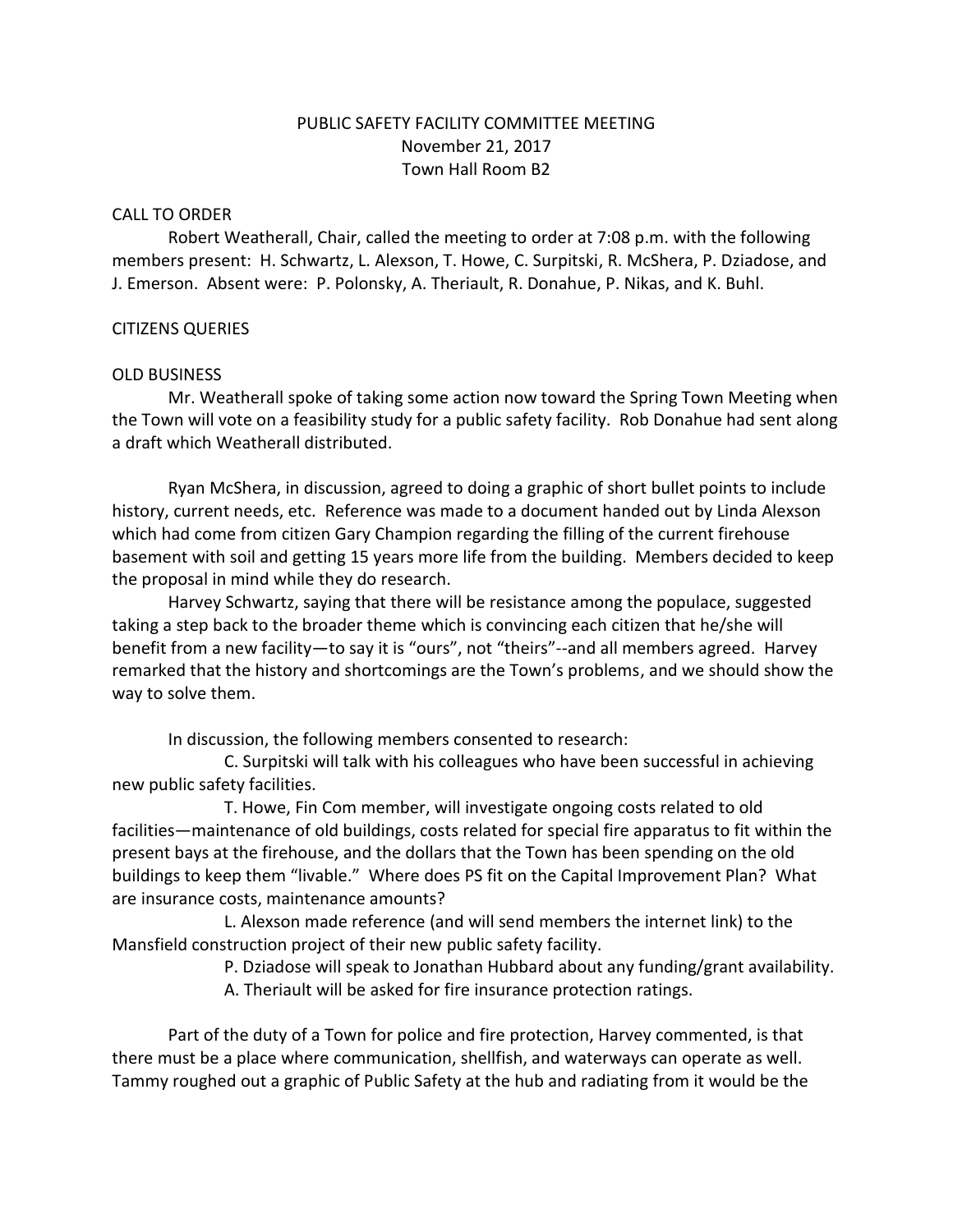# PUBLIC SAFETY FACILITY COMMITTEE MEETING
November 21, 2017
Town Hall Room B2

## CALL TO ORDER

Robert Weatherall, Chair, called the meeting to order at 7:08 p.m. with the following members present: H. Schwartz, L. Alexson, T. Howe, C. Surpitski, R. McShera, P. Dziadose, and J. Emerson. Absent were: P. Polonsky, A. Theriault, R. Donahue, P. Nikas, and K. Buhl.

## CITIZENS QUERIES

## OLD BUSINESS

Mr. Weatherall spoke of taking some action now toward the Spring Town Meeting when the Town will vote on a feasibility study for a public safety facility. Rob Donahue had sent along a draft which Weatherall distributed.

Ryan McShera, in discussion, agreed to doing a graphic of short bullet points to include history, current needs, etc. Reference was made to a document handed out by Linda Alexson which had come from citizen Gary Champion regarding the filling of the current firehouse basement with soil and getting 15 years more life from the building. Members decided to keep the proposal in mind while they do research.

Harvey Schwartz, saying that there will be resistance among the populace, suggested taking a step back to the broader theme which is convincing each citizen that he/she will benefit from a new facility—to say it is "ours", not "theirs"--and all members agreed. Harvey remarked that the history and shortcomings are the Town's problems, and we should show the way to solve them.

In discussion, the following members consented to research:

C. Surpitski will talk with his colleagues who have been successful in achieving new public safety facilities.

T. Howe, Fin Com member, will investigate ongoing costs related to old facilities—maintenance of old buildings, costs related for special fire apparatus to fit within the present bays at the firehouse, and the dollars that the Town has been spending on the old buildings to keep them "livable." Where does PS fit on the Capital Improvement Plan? What are insurance costs, maintenance amounts?

L. Alexson made reference (and will send members the internet link) to the Mansfield construction project of their new public safety facility.

P. Dziadose will speak to Jonathan Hubbard about any funding/grant availability.

A. Theriault will be asked for fire insurance protection ratings.

Part of the duty of a Town for police and fire protection, Harvey commented, is that there must be a place where communication, shellfish, and waterways can operate as well. Tammy roughed out a graphic of Public Safety at the hub and radiating from it would be the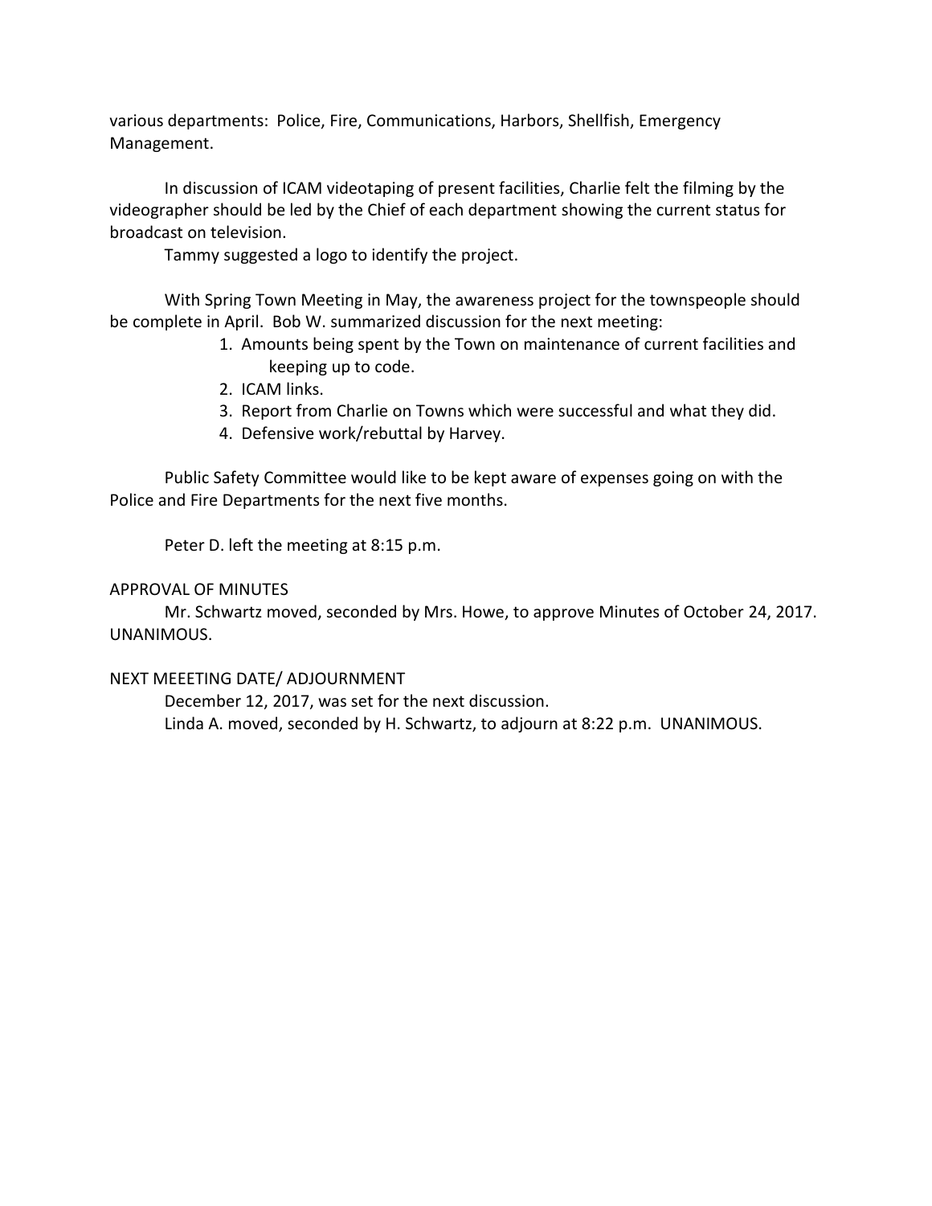various departments: Police, Fire, Communications, Harbors, Shellfish, Emergency Management.

In discussion of ICAM videotaping of present facilities, Charlie felt the filming by the videographer should be led by the Chief of each department showing the current status for broadcast on television.

Tammy suggested a logo to identify the project.

With Spring Town Meeting in May, the awareness project for the townspeople should be complete in April. Bob W. summarized discussion for the next meeting:

1. Amounts being spent by the Town on maintenance of current facilities and keeping up to code.
2. ICAM links.
3. Report from Charlie on Towns which were successful and what they did.
4. Defensive work/rebuttal by Harvey.

Public Safety Committee would like to be kept aware of expenses going on with the Police and Fire Departments for the next five months.

Peter D. left the meeting at 8:15 p.m.

APPROVAL OF MINUTES

Mr. Schwartz moved, seconded by Mrs. Howe, to approve Minutes of October 24, 2017. UNANIMOUS.

NEXT MEEETING DATE/ ADJOURNMENT

December 12, 2017, was set for the next discussion.

Linda A. moved, seconded by H. Schwartz, to adjourn at 8:22 p.m. UNANIMOUS.